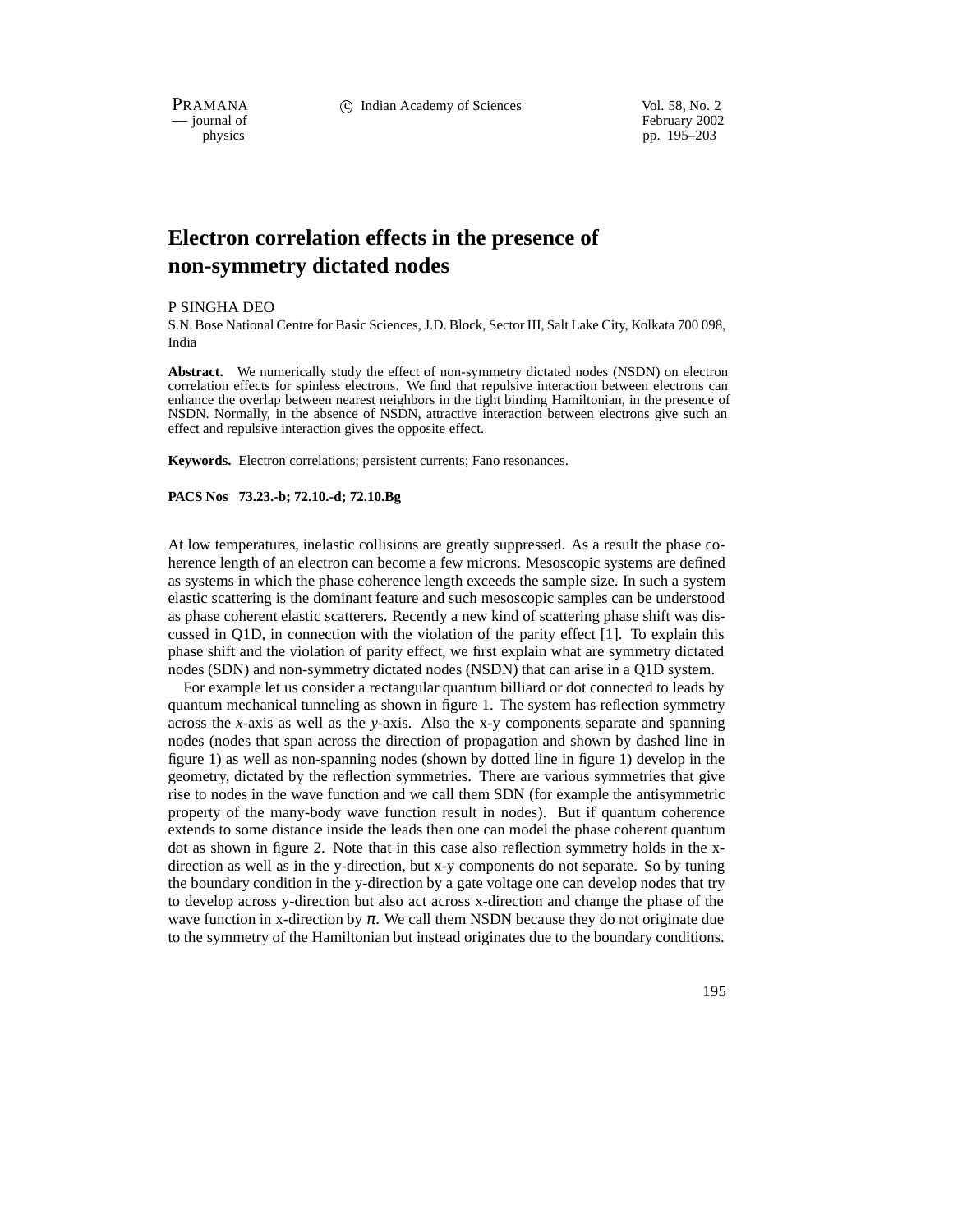# Electron correlation effects in the presence of non-symmetry dictated nodes

P SINGHA DEO

S.N. Bose National Centre for Basic Sciences, J.D. Block, Sector III, Salt Lake City, Kolkata 700 098, India

**Abstract.** We numerically study the effect of non-symmetry dictated nodes (NSDN) on electron correlation effects for spinless electrons. We find that repulsive interaction between electrons can enhance the overlap between nearest neighbors in the tight binding Hamiltonian, in the presence of NSDN. Normally, in the absence of NSDN, attractive interaction between electrons give such an effect and repulsive interaction gives the opposite effect.

**Keywords.** Electron correlations; persistent currents; Fano resonances.

**PACS Nos 73.23.-b; 72.10.-d; 72.10.Bg**

At low temperatures, inelastic collisions are greatly suppressed. As a result the phase coherence length of an electron can become a few microns. Mesoscopic systems are defined as systems in which the phase coherence length exceeds the sample size. In such a system elastic scattering is the dominant feature and such mesoscopic samples can be understood as phase coherent elastic scatterers. Recently a new kind of scattering phase shift was discussed in Q1D, in connection with the violation of the parity effect [1]. To explain this phase shift and the violation of parity effect, we first explain what are symmetry dictated nodes (SDN) and non-symmetry dictated nodes (NSDN) that can arise in a Q1D system.

For example let us consider a rectangular quantum billiard or dot connected to leads by quantum mechanical tunneling as shown in figure 1. The system has reflection symmetry across the *x*-axis as well as the *y*-axis. Also the x-y components separate and spanning nodes (nodes that span across the direction of propagation and shown by dashed line in figure 1) as well as non-spanning nodes (shown by dotted line in figure 1) develop in the geometry, dictated by the reflection symmetries. There are various symmetries that give rise to nodes in the wave function and we call them SDN (for example the antisymmetric property of the many-body wave function result in nodes). But if quantum coherence extends to some distance inside the leads then one can model the phase coherent quantum dot as shown in figure 2. Note that in this case also reflection symmetry holds in the x-direction as well as in the y-direction, but x-y components do not separate. So by tuning the boundary condition in the y-direction by a gate voltage one can develop nodes that try to develop across y-direction but also act across x-direction and change the phase of the wave function in x-direction by $\pi$. We call them NSDN because they do not originate due to the symmetry of the Hamiltonian but instead originates due to the boundary conditions.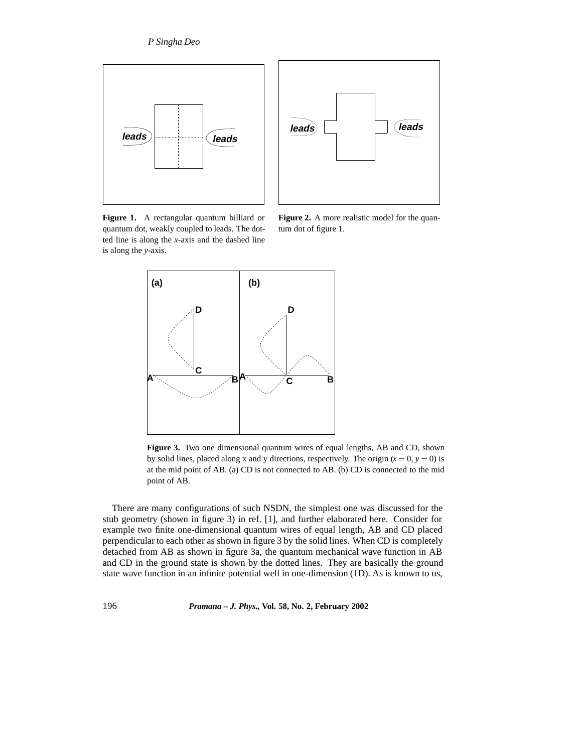Figure 1. A rectangular quantum billiard or quantum dot, weakly coupled to leads. The dotted line is along the $x$-axis and the dashed line is along the $y$-axis.

Figure 2. A more realistic model for the quantum dot of figure 1.

Figure 3. Two one dimensional quantum wires of equal lengths, AB and CD, shown by solid lines, placed along x and y directions, respectively. The origin ($x = 0$, $y = 0$) is at the mid point of AB. (a) CD is not connected to AB. (b) CD is connected to the mid point of AB.

There are many configurations of such NSDN, the simplest one was discussed for the stub geometry (shown in figure 3) in ref. [1], and further elaborated here. Consider for example two finite one-dimensional quantum wires of equal length, AB and CD placed perpendicular to each other as shown in figure 3 by the solid lines. When CD is completely detached from AB as shown in figure 3a, the quantum mechanical wave function in AB and CD in the ground state is shown by the dotted lines. They are basically the ground state wave function in an infinite potential well in one-dimension (1D). As is known to us,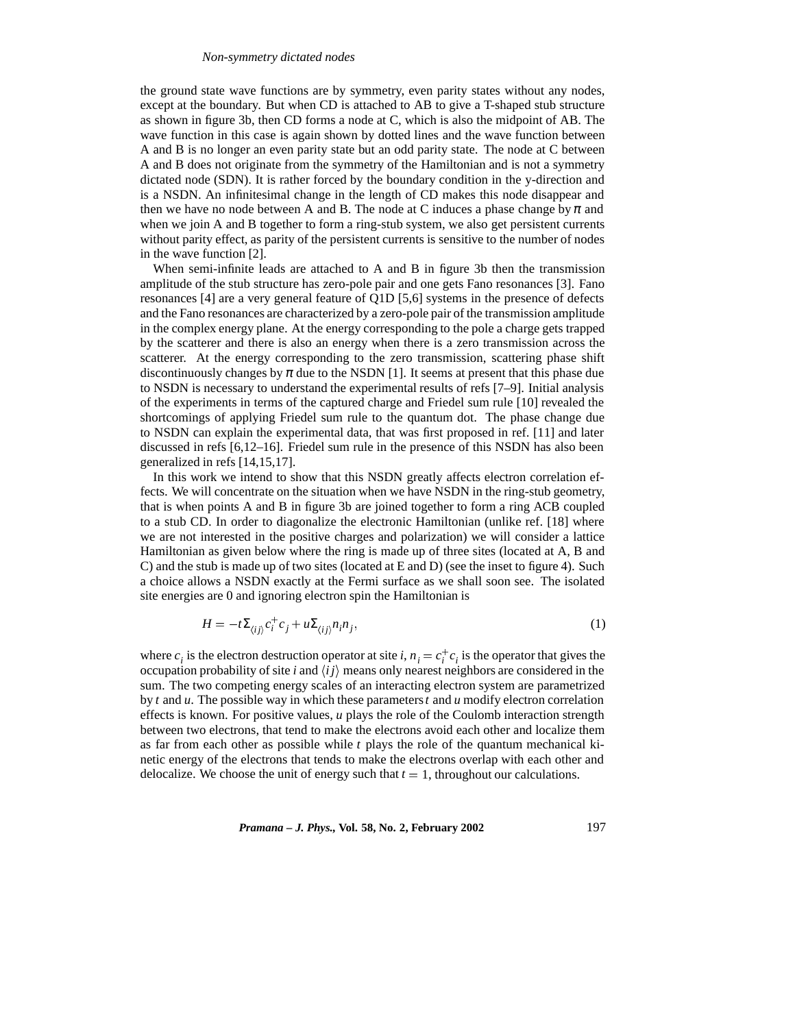the ground state wave functions are by symmetry, even parity states without any nodes, except at the boundary. But when CD is attached to AB to give a T-shaped stub structure as shown in figure 3b, then CD forms a node at C, which is also the midpoint of AB. The wave function in this case is again shown by dotted lines and the wave function between A and B is no longer an even parity state but an odd parity state. The node at C between A and B does not originate from the symmetry of the Hamiltonian and is not a symmetry dictated node (SDN). It is rather forced by the boundary condition in the y-direction and is a NSDN. An infinitesimal change in the length of CD makes this node disappear and then we have no node between A and B. The node at C induces a phase change by $\pi$ and when we join A and B together to form a ring-stub system, we also get persistent currents without parity effect, as parity of the persistent currents is sensitive to the number of nodes in the wave function [2].

When semi-infinite leads are attached to A and B in figure 3b then the transmission amplitude of the stub structure has zero-pole pair and one gets Fano resonances [3]. Fano resonances [4] are a very general feature of Q1D [5,6] systems in the presence of defects and the Fano resonances are characterized by a zero-pole pair of the transmission amplitude in the complex energy plane. At the energy corresponding to the pole a charge gets trapped by the scatterer and there is also an energy when there is a zero transmission across the scatterer. At the energy corresponding to the zero transmission, scattering phase shift discontinuously changes by $\pi$ due to the NSDN [1]. It seems at present that this phase due to NSDN is necessary to understand the experimental results of refs [7–9]. Initial analysis of the experiments in terms of the captured charge and Friedel sum rule [10] revealed the shortcomings of applying Friedel sum rule to the quantum dot. The phase change due to NSDN can explain the experimental data, that was first proposed in ref. [11] and later discussed in refs [6,12–16]. Friedel sum rule in the presence of this NSDN has also been generalized in refs [14,15,17].

In this work we intend to show that this NSDN greatly affects electron correlation effects. We will concentrate on the situation when we have NSDN in the ring-stub geometry, that is when points A and B in figure 3b are joined together to form a ring ACB coupled to a stub CD. In order to diagonalize the electronic Hamiltonian (unlike ref. [18] where we are not interested in the positive charges and polarization) we will consider a lattice Hamiltonian as given below where the ring is made up of three sites (located at A, B and C) and the stub is made up of two sites (located at E and D) (see the inset to figure 4). Such a choice allows a NSDN exactly at the Fermi surface as we shall soon see. The isolated site energies are 0 and ignoring electron spin the Hamiltonian is

$$H = -t\Sigma_{\langle ij \rangle} c_i^+ c_j + u\Sigma_{\langle ij \rangle} n_i n_j, \tag{1}$$

where $c_i$ is the electron destruction operator at site $i$, $n_i = c_i^+ c_i$ is the operator that gives the occupation probability of site $i$ and $\langle ij \rangle$ means only nearest neighbors are considered in the sum. The two competing energy scales of an interacting electron system are parametrized by $t$ and $u$. The possible way in which these parameters $t$ and $u$ modify electron correlation effects is known. For positive values, $u$ plays the role of the Coulomb interaction strength between two electrons, that tend to make the electrons avoid each other and localize them as far from each other as possible while $t$ plays the role of the quantum mechanical kinetic energy of the electrons that tends to make the electrons overlap with each other and delocalize. We choose the unit of energy such that $t = 1$, throughout our calculations.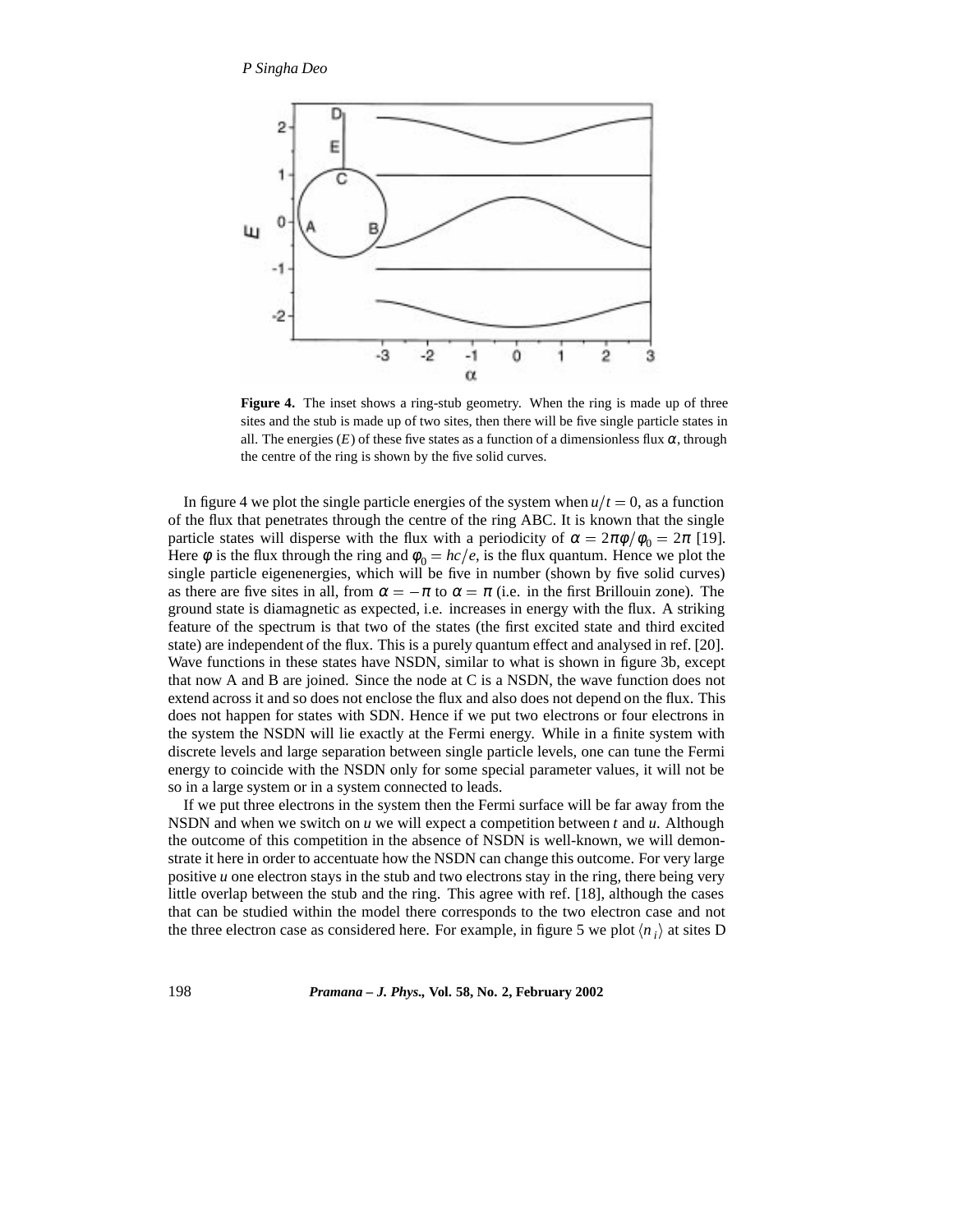**Figure 4.** The inset shows a ring-stub geometry. When the ring is made up of three sites and the stub is made up of two sites, then there will be five single particle states in all. The energies ($E$) of these five states as a function of a dimensionless flux $\alpha$, through the centre of the ring is shown by the five solid curves.

In figure 4 we plot the single particle energies of the system when $u/t = 0$, as a function of the flux that penetrates through the centre of the ring ABC. It is known that the single particle states will disperse with the flux with a periodicity of $\alpha = 2\pi\phi/\phi_0 = 2\pi$ [19]. Here $\phi$ is the flux through the ring and $\phi_0 = hc/e$, is the flux quantum. Hence we plot the single particle eigenenergies, which will be five in number (shown by five solid curves) as there are five sites in all, from $\alpha = -\pi$ to $\alpha = \pi$ (i.e. in the first Brillouin zone). The ground state is diamagnetic as expected, i.e. increases in energy with the flux. A striking feature of the spectrum is that two of the states (the first excited state and third excited state) are independent of the flux. This is a purely quantum effect and analysed in ref. [20]. Wave functions in these states have NSDN, similar to what is shown in figure 3b, except that now A and B are joined. Since the node at C is a NSDN, the wave function does not extend across it and so does not enclose the flux and also does not depend on the flux. This does not happen for states with SDN. Hence if we put two electrons or four electrons in the system the NSDN will lie exactly at the Fermi energy. While in a finite system with discrete levels and large separation between single particle levels, one can tune the Fermi energy to coincide with the NSDN only for some special parameter values, it will not be so in a large system or in a system connected to leads.

If we put three electrons in the system then the Fermi surface will be far away from the NSDN and when we switch on $u$ we will expect a competition between $t$ and $u$. Although the outcome of this competition in the absence of NSDN is well-known, we will demonstrate it here in order to accentuate how the NSDN can change this outcome. For very large positive $u$ one electron stays in the stub and two electrons stay in the ring, there being very little overlap between the stub and the ring. This agree with ref. [18], although the cases that can be studied within the model there corresponds to the two electron case and not the three electron case as considered here. For example, in figure 5 we plot $\langle n_i \rangle$ at sites D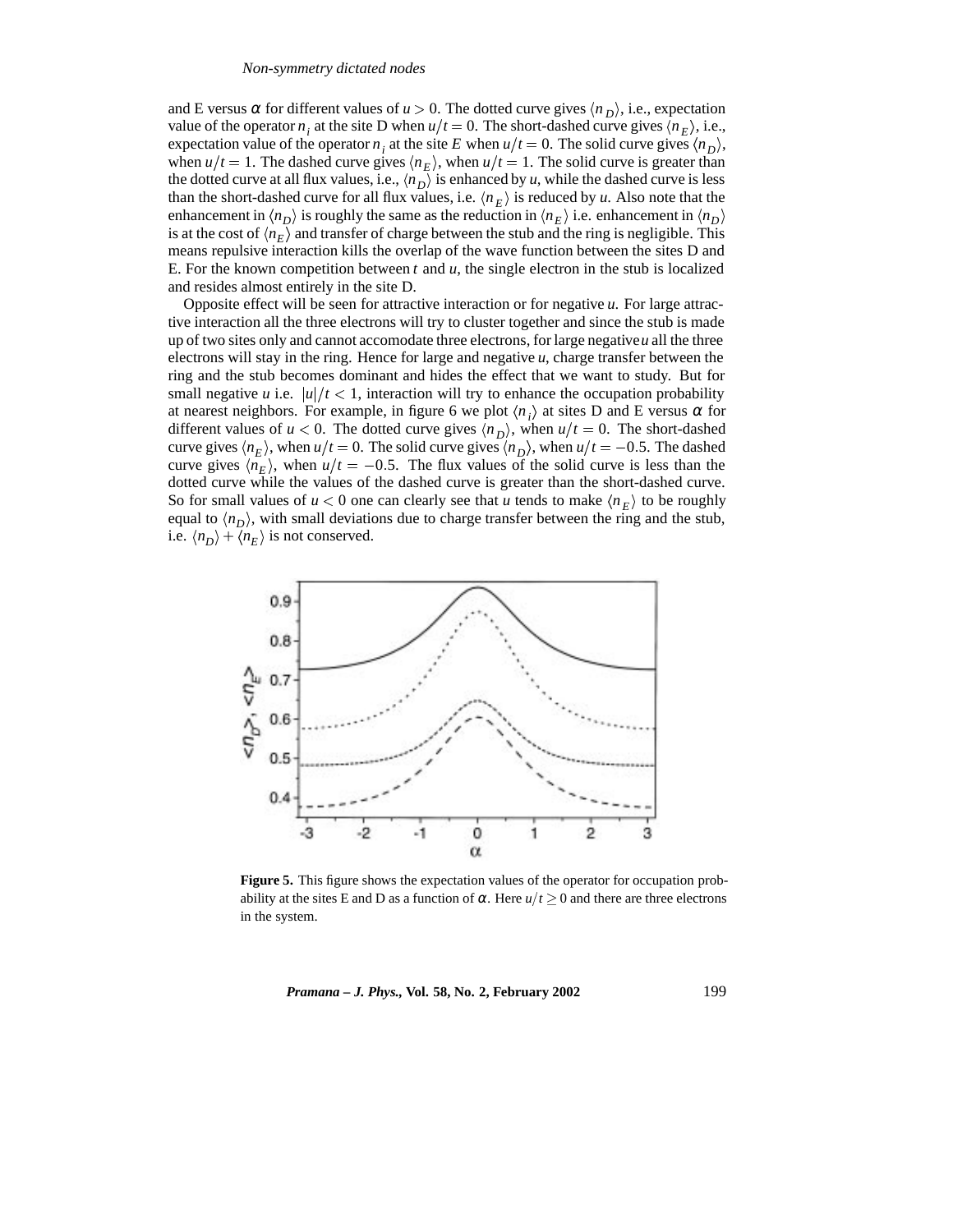and E versus $\alpha$ for different values of $u > 0$. The dotted curve gives $\langle n_D \rangle$, i.e., expectation value of the operator $n_i$ at the site D when $u/t = 0$. The short-dashed curve gives $\langle n_E \rangle$, i.e., expectation value of the operator $n_i$ at the site $E$ when $u/t = 0$. The solid curve gives $\langle n_D \rangle$, when $u/t = 1$. The dashed curve gives $\langle n_E \rangle$, when $u/t = 1$. The solid curve is greater than the dotted curve at all flux values, i.e., $\langle n_D \rangle$ is enhanced by $u$, while the dashed curve is less than the short-dashed curve for all flux values, i.e. $\langle n_E \rangle$ is reduced by $u$. Also note that the enhancement in $\langle n_D \rangle$ is roughly the same as the reduction in $\langle n_E \rangle$ i.e. enhancement in $\langle n_D \rangle$ is at the cost of $\langle n_E \rangle$ and transfer of charge between the stub and the ring is negligible. This means repulsive interaction kills the overlap of the wave function between the sites D and E. For the known competition between $t$ and $u$, the single electron in the stub is localized and resides almost entirely in the site D.

Opposite effect will be seen for attractive interaction or for negative $u$. For large attractive interaction all the three electrons will try to cluster together and since the stub is made up of two sites only and cannot accomodate three electrons, for large negative $u$ all the three electrons will stay in the ring. Hence for large and negative $u$, charge transfer between the ring and the stub becomes dominant and hides the effect that we want to study. But for small negative $u$ i.e. $|u|/t < 1$, interaction will try to enhance the occupation probability at nearest neighbors. For example, in figure 6 we plot $\langle n_i \rangle$ at sites D and E versus $\alpha$ for different values of $u < 0$. The dotted curve gives $\langle n_D \rangle$, when $u/t = 0$. The short-dashed curve gives $\langle n_E \rangle$, when $u/t = 0$. The solid curve gives $\langle n_D \rangle$, when $u/t = -0.5$. The dashed curve gives $\langle n_E \rangle$, when $u/t = -0.5$. The flux values of the solid curve is less than the dotted curve while the values of the dashed curve is greater than the short-dashed curve. So for small values of $u < 0$ one can clearly see that $u$ tends to make $\langle n_E \rangle$ to be roughly equal to $\langle n_D \rangle$, with small deviations due to charge transfer between the ring and the stub, i.e. $\langle n_D \rangle + \langle n_E \rangle$ is not conserved.

**Figure 5.** This figure shows the expectation values of the operator for occupation probability at the sites E and D as a function of $\alpha$. Here $u/t \geq 0$ and there are three electrons in the system.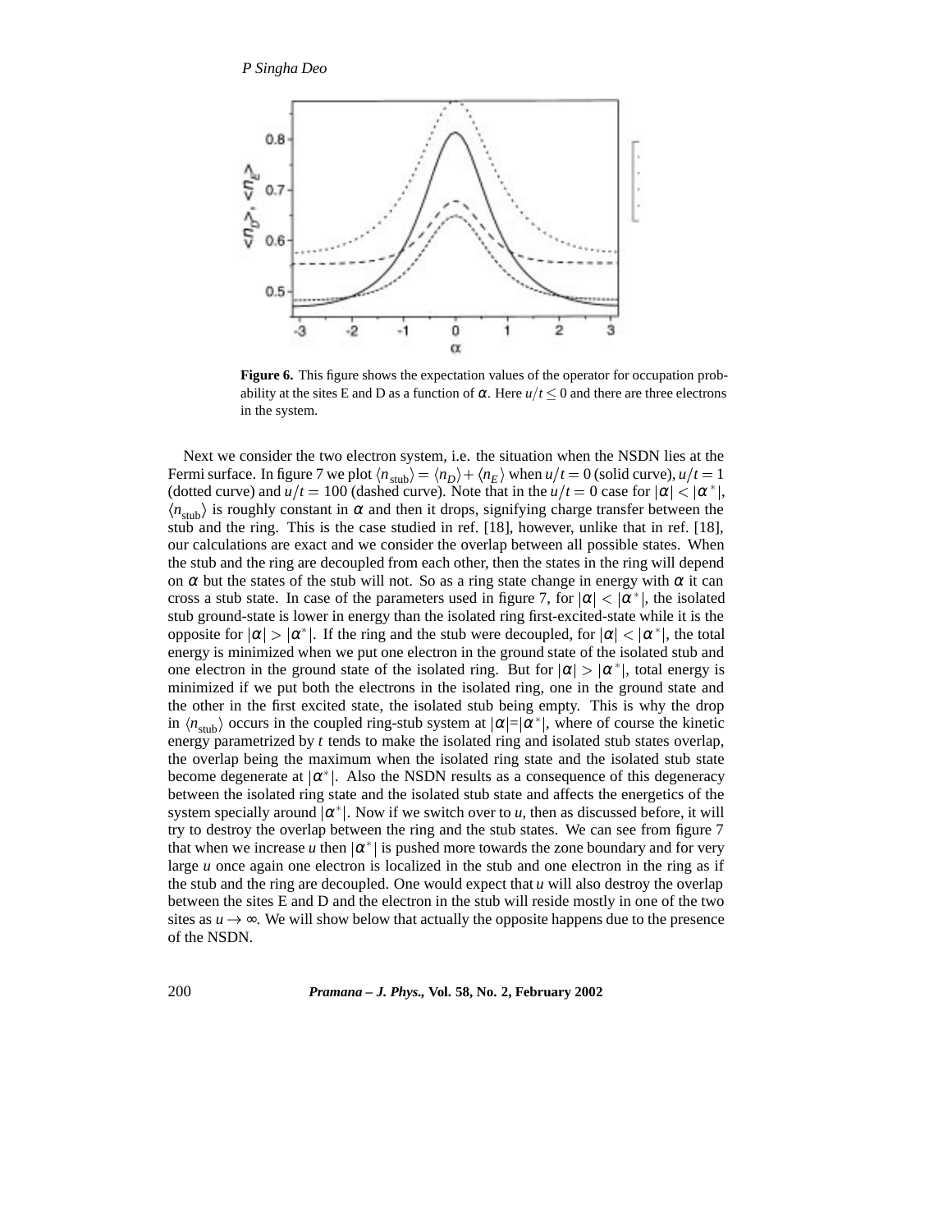**Figure 6.** This figure shows the expectation values of the operator for occupation probability at the sites E and D as a function of $\alpha$. Here $u/t \leq 0$ and there are three electrons in the system.

Next we consider the two electron system, i.e. the situation when the NSDN lies at the Fermi surface. In figure 7 we plot $\langle n_{\text{stub}} \rangle = \langle n_D \rangle + \langle n_E \rangle$ when $u/t = 0$ (solid curve), $u/t = 1$ (dotted curve) and $u/t = 100$ (dashed curve). Note that in the $u/t = 0$ case for $|\alpha| < |\alpha^*|$, $\langle n_{\text{stub}} \rangle$ is roughly constant in $\alpha$ and then it drops, signifying charge transfer between the stub and the ring. This is the case studied in ref. [18], however, unlike that in ref. [18], our calculations are exact and we consider the overlap between all possible states. When the stub and the ring are decoupled from each other, then the states in the ring will depend on $\alpha$ but the states of the stub will not. So as a ring state change in energy with $\alpha$ it can cross a stub state. In case of the parameters used in figure 7, for $|\alpha| < |\alpha^*|$, the isolated stub ground-state is lower in energy than the isolated ring first-excited-state while it is the opposite for $|\alpha| > |\alpha^*|$. If the ring and the stub were decoupled, for $|\alpha| < |\alpha^*|$, the total energy is minimized when we put one electron in the ground state of the isolated stub and one electron in the ground state of the isolated ring. But for $|\alpha| > |\alpha^*|$, total energy is minimized if we put both the electrons in the isolated ring, one in the ground state and the other in the first excited state, the isolated stub being empty. This is why the drop in $\langle n_{\text{stub}} \rangle$ occurs in the coupled ring-stub system at $|\alpha| = |\alpha^*|$, where of course the kinetic energy parametrized by $t$ tends to make the isolated ring and isolated stub states overlap, the overlap being the maximum when the isolated ring state and the isolated stub state become degenerate at $|\alpha^*|$. Also the NSDN results as a consequence of this degeneracy between the isolated ring state and the isolated stub state and affects the energetics of the system specially around $|\alpha^*|$. Now if we switch over to $u$, then as discussed before, it will try to destroy the overlap between the ring and the stub states. We can see from figure 7 that when we increase $u$ then $|\alpha^*|$ is pushed more towards the zone boundary and for very large $u$ once again one electron is localized in the stub and one electron in the ring as if the stub and the ring are decoupled. One would expect that $u$ will also destroy the overlap between the sites E and D and the electron in the stub will reside mostly in one of the two sites as $u \to \infty$. We will show below that actually the opposite happens due to the presence of the NSDN.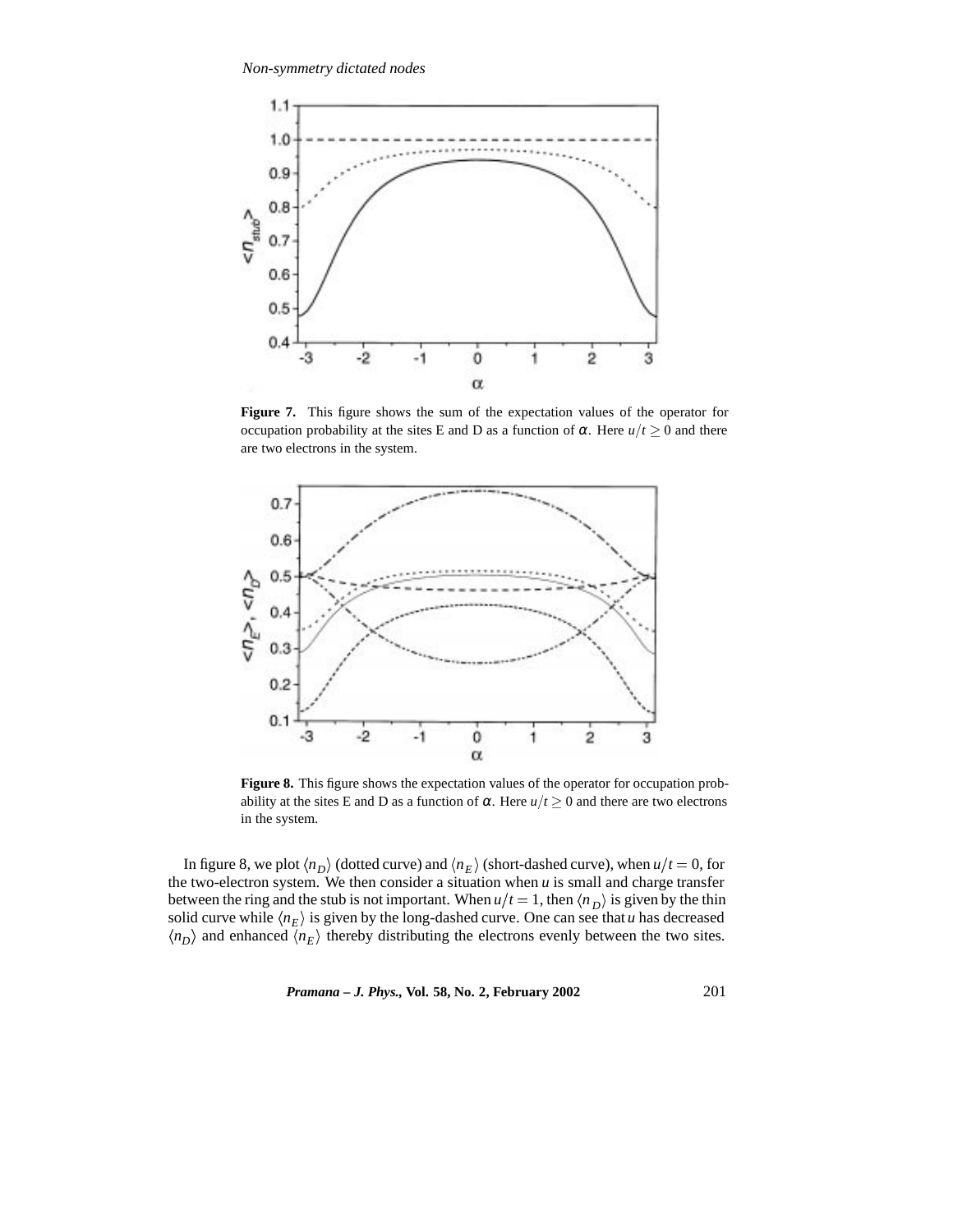**Figure 7.** This figure shows the sum of the expectation values of the operator for occupation probability at the sites E and D as a function of $\alpha$. Here $u/t \geq 0$ and there are two electrons in the system.

**Figure 8.** This figure shows the expectation values of the operator for occupation probability at the sites E and D as a function of $\alpha$. Here $u/t \geq 0$ and there are two electrons in the system.

In figure 8, we plot $\langle n_D \rangle$ (dotted curve) and $\langle n_E \rangle$ (short-dashed curve), when $u/t = 0$, for the two-electron system. We then consider a situation when $u$ is small and charge transfer between the ring and the stub is not important. When $u/t = 1$, then $\langle n_D \rangle$ is given by the thin solid curve while $\langle n_E \rangle$ is given by the long-dashed curve. One can see that $u$ has decreased $\langle n_D \rangle$ and enhanced $\langle n_E \rangle$ thereby distributing the electrons evenly between the two sites.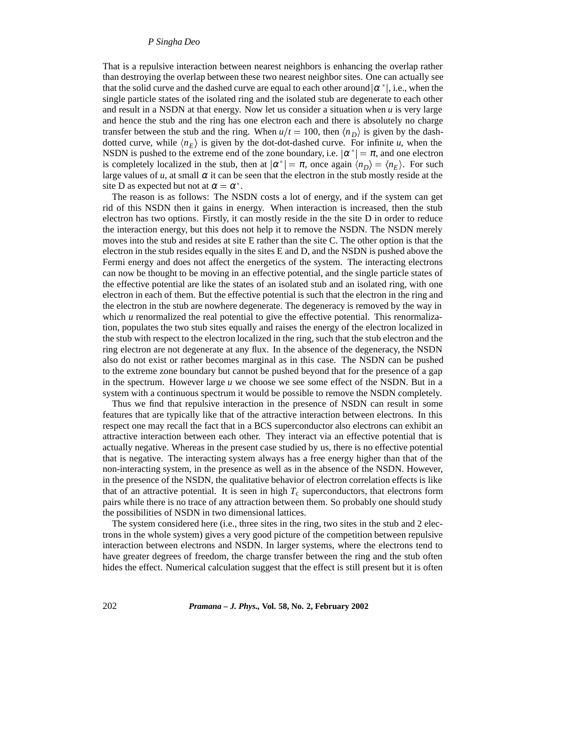That is a repulsive interaction between nearest neighbors is enhancing the overlap rather than destroying the overlap between these two nearest neighbor sites. One can actually see that the solid curve and the dashed curve are equal to each other around $|\alpha^*|$, i.e., when the single particle states of the isolated ring and the isolated stub are degenerate to each other and result in a NSDN at that energy. Now let us consider a situation when $u$ is very large and hence the stub and the ring has one electron each and there is absolutely no charge transfer between the stub and the ring. When $u/t = 100$, then $\langle n_D \rangle$ is given by the dash-dotted curve, while $\langle n_E \rangle$ is given by the dot-dot-dashed curve. For infinite $u$, when the NSDN is pushed to the extreme end of the zone boundary, i.e. $|\alpha^*| = \pi$, and one electron is completely localized in the stub, then at $|\alpha^*| = \pi$, once again $\langle n_D \rangle = \langle n_E \rangle$. For such large values of $u$, at small $\alpha$ it can be seen that the electron in the stub mostly reside at the site D as expected but not at $\alpha = \alpha^*$.

The reason is as follows: The NSDN costs a lot of energy, and if the system can get rid of this NSDN then it gains in energy. When interaction is increased, then the stub electron has two options. Firstly, it can mostly reside in the the site D in order to reduce the interaction energy, but this does not help it to remove the NSDN. The NSDN merely moves into the stub and resides at site E rather than the site C. The other option is that the electron in the stub resides equally in the sites E and D, and the NSDN is pushed above the Fermi energy and does not affect the energetics of the system. The interacting electrons can now be thought to be moving in an effective potential, and the single particle states of the effective potential are like the states of an isolated stub and an isolated ring, with one electron in each of them. But the effective potential is such that the electron in the ring and the electron in the stub are nowhere degenerate. The degeneracy is removed by the way in which $u$ renormalized the real potential to give the effective potential. This renormalization, populates the two stub sites equally and raises the energy of the electron localized in the stub with respect to the electron localized in the ring, such that the stub electron and the ring electron are not degenerate at any flux. In the absence of the degeneracy, the NSDN also do not exist or rather becomes marginal as in this case. The NSDN can be pushed to the extreme zone boundary but cannot be pushed beyond that for the presence of a gap in the spectrum. However large $u$ we choose we see some effect of the NSDN. But in a system with a continuous spectrum it would be possible to remove the NSDN completely.

Thus we find that repulsive interaction in the presence of NSDN can result in some features that are typically like that of the attractive interaction between electrons. In this respect one may recall the fact that in a BCS superconductor also electrons can exhibit an attractive interaction between each other. They interact via an effective potential that is actually negative. Whereas in the present case studied by us, there is no effective potential that is negative. The interacting system always has a free energy higher than that of the non-interacting system, in the presence as well as in the absence of the NSDN. However, in the presence of the NSDN, the qualitative behavior of electron correlation effects is like that of an attractive potential. It is seen in high $T_c$ superconductors, that electrons form pairs while there is no trace of any attraction between them. So probably one should study the possibilities of NSDN in two dimensional lattices.

The system considered here (i.e., three sites in the ring, two sites in the stub and 2 electrons in the whole system) gives a very good picture of the competition between repulsive interaction between electrons and NSDN. In larger systems, where the electrons tend to have greater degrees of freedom, the charge transfer between the ring and the stub often hides the effect. Numerical calculation suggest that the effect is still present but it is often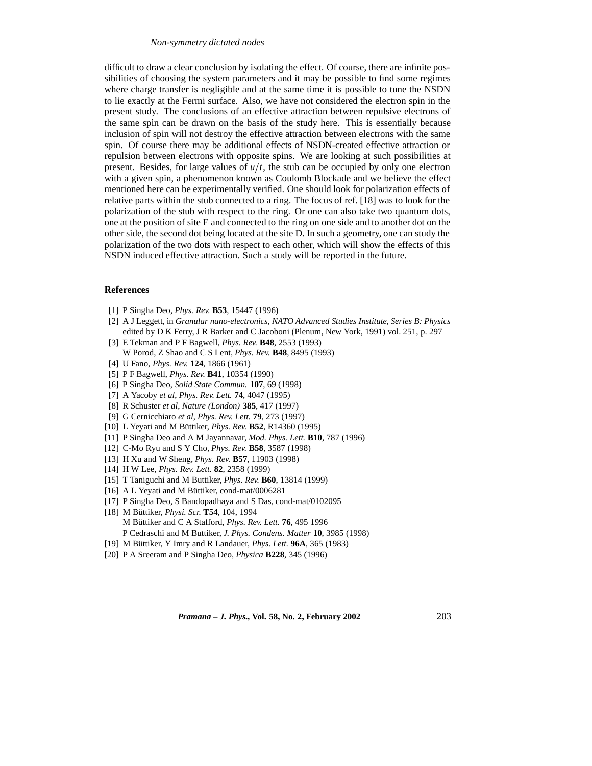difficult to draw a clear conclusion by isolating the effect. Of course, there are infinite possibilities of choosing the system parameters and it may be possible to find some regimes where charge transfer is negligible and at the same time it is possible to tune the NSDN to lie exactly at the Fermi surface. Also, we have not considered the electron spin in the present study. The conclusions of an effective attraction between repulsive electrons of the same spin can be drawn on the basis of the study here. This is essentially because inclusion of spin will not destroy the effective attraction between electrons with the same spin. Of course there may be additional effects of NSDN-created effective attraction or repulsion between electrons with opposite spins. We are looking at such possibilities at present. Besides, for large values of $u/t$, the stub can be occupied by only one electron with a given spin, a phenomenon known as Coulomb Blockade and we believe the effect mentioned here can be experimentally verified. One should look for polarization effects of relative parts within the stub connected to a ring. The focus of ref. [18] was to look for the polarization of the stub with respect to the ring. Or one can also take two quantum dots, one at the position of site E and connected to the ring on one side and to another dot on the other side, the second dot being located at the site D. In such a geometry, one can study the polarization of the two dots with respect to each other, which will show the effects of this NSDN induced effective attraction. Such a study will be reported in the future.

## References

[1] P Singha Deo, *Phys. Rev.* **B53**, 15447 (1996)

[2] A J Leggett, in *Granular nano-electronics, NATO Advanced Studies Institute, Series B: Physics* edited by D K Ferry, J R Barker and C Jacoboni (Plenum, New York, 1991) vol. 251, p. 297

[3] E Tekman and P F Bagwell, *Phys. Rev.* **B48**, 2553 (1993)
W Porod, Z Shao and C S Lent, *Phys. Rev.* **B48**, 8495 (1993)

[4] U Fano, *Phys. Rev.* **124**, 1866 (1961)

[5] P F Bagwell, *Phys. Rev.* **B41**, 10354 (1990)

[6] P Singha Deo, *Solid State Commun.* **107**, 69 (1998)

[7] A Yacoby *et al*, *Phys. Rev. Lett.* **74**, 4047 (1995)

[8] R Schuster *et al*, *Nature (London)* **385**, 417 (1997)

[9] G Cernicchiaro *et al*, *Phys. Rev. Lett.* **79**, 273 (1997)

[10] L Yeyati and M Büttiker, *Phys. Rev.* **B52**, R14360 (1995)

[11] P Singha Deo and A M Jayannavar, *Mod. Phys. Lett.* **B10**, 787 (1996)

[12] C-Mo Ryu and S Y Cho, *Phys. Rev.* **B58**, 3587 (1998)

[13] H Xu and W Sheng, *Phys. Rev.* **B57**, 11903 (1998)

[14] H W Lee, *Phys. Rev. Lett.* **82**, 2358 (1999)

[15] T Taniguchi and M Buttiker, *Phys. Rev.* **B60**, 13814 (1999)

[16] A L Yeyati and M Büttiker, cond-mat/0006281

[17] P Singha Deo, S Bandopadhaya and S Das, cond-mat/0102095

[18] M Büttiker, *Physi. Scr.* **T54**, 104, 1994
M Büttiker and C A Stafford, *Phys. Rev. Lett.* **76**, 495 1996
P Cedraschi and M Buttiker, *J. Phys. Condens. Matter* **10**, 3985 (1998)

[19] M Büttiker, Y Imry and R Landauer, *Phys. Lett.* **96A**, 365 (1983)

[20] P A Sreeram and P Singha Deo, *Physica* **B228**, 345 (1996)